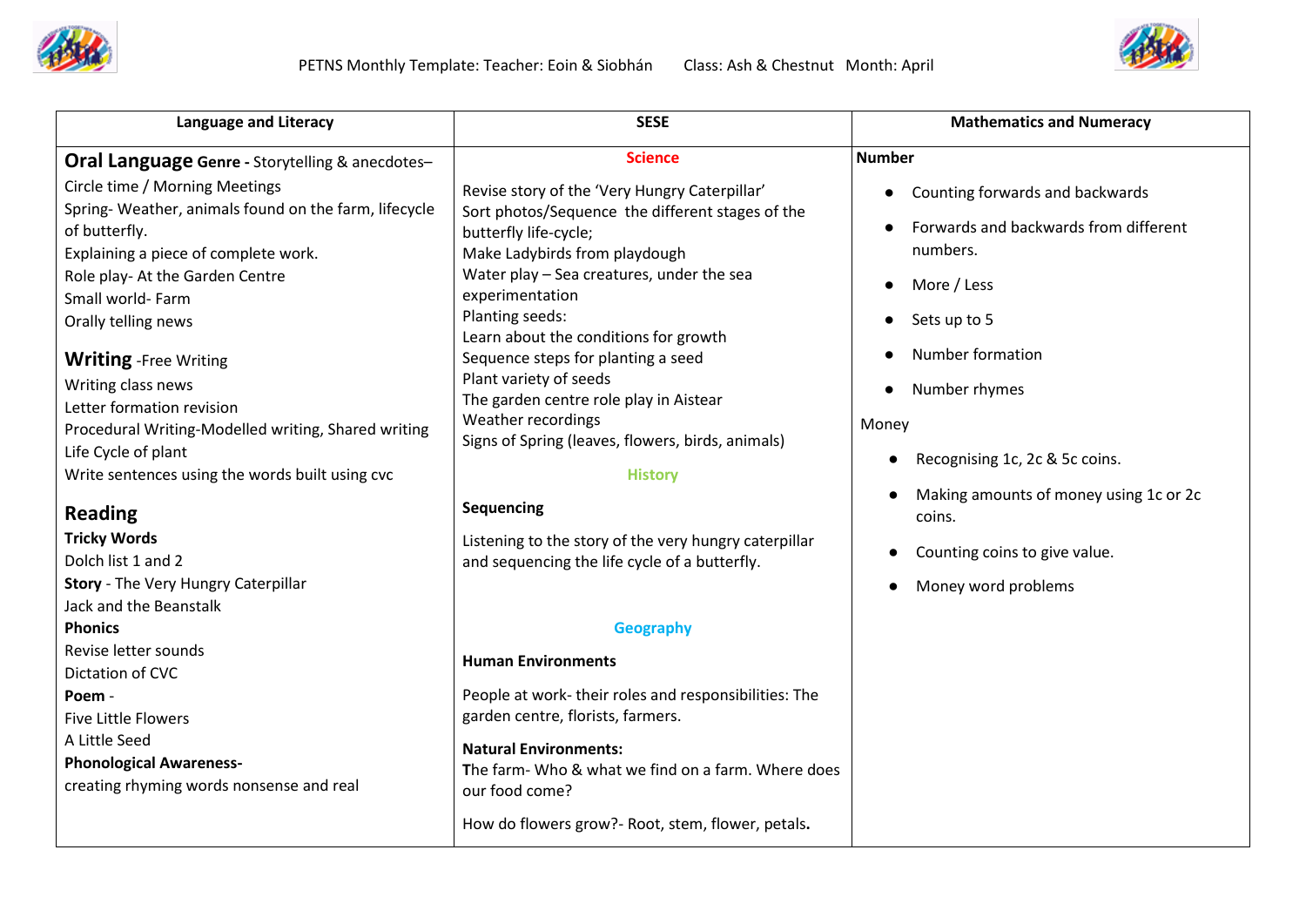PETNS Monthly Template: Teacher: Eoin & Siobhán Class: Ash & Chestnut Month: April

| Language and Literacy | SESE | Mathematics and Numeracy |
|---|---|---|
| **Oral Language** **Genre -** Storytelling & anecdotes–<br>Circle time / Morning Meetings<br>Spring- Weather, animals found on the farm, lifecycle of butterfly.<br>Explaining a piece of complete work.<br>Role play- At the Garden Centre<br>Small world- Farm<br>Orally telling news<br><br>**Writing** -Free Writing<br>Writing class news<br>Letter formation revision<br>Procedural Writing-Modelled writing, Shared writing<br>Life Cycle of plant<br>Write sentences using the words built using cvc<br><br>**Reading**<br>**Tricky Words**<br>Dolch list 1 and 2<br>**Story** - The Very Hungry Caterpillar<br>Jack and the Beanstalk<br>**Phonics**<br>Revise letter sounds<br>Dictation of CVC<br>**Poem** -<br>Five Little Flowers<br>A Little Seed<br>**Phonological Awareness-**<br>creating rhyming words nonsense and real | **Science**<br>Revise story of the 'Very Hungry Caterpillar'<br>Sort photos/Sequence the different stages of the butterfly life-cycle;<br>Make Ladybirds from playdough<br>Water play – Sea creatures, under the sea experimentation<br>Planting seeds:<br>Learn about the conditions for growth<br>Sequence steps for planting a seed<br>Plant variety of seeds<br>The garden centre role play in Aistear<br>Weather recordings<br>Signs of Spring (leaves, flowers, birds, animals)<br><br>**History**<br>**Sequencing**<br>Listening to the story of the very hungry caterpillar and sequencing the life cycle of a butterfly.<br><br>**Geography**<br>**Human Environments**<br>People at work- their roles and responsibilities: The garden centre, florists, farmers.<br>**Natural Environments:**<br>The farm- Who & what we find on a farm. Where does our food come?<br>How do flowers grow?- Root, stem, flower, petals. | **Number**<br>• Counting forwards and backwards<br>• Forwards and backwards from different numbers.<br>• More / Less<br>• Sets up to 5<br>• Number formation<br>• Number rhymes<br><br>Money<br>• Recognising 1c, 2c & 5c coins.<br>• Making amounts of money using 1c or 2c coins.<br>• Counting coins to give value.<br>• Money word problems |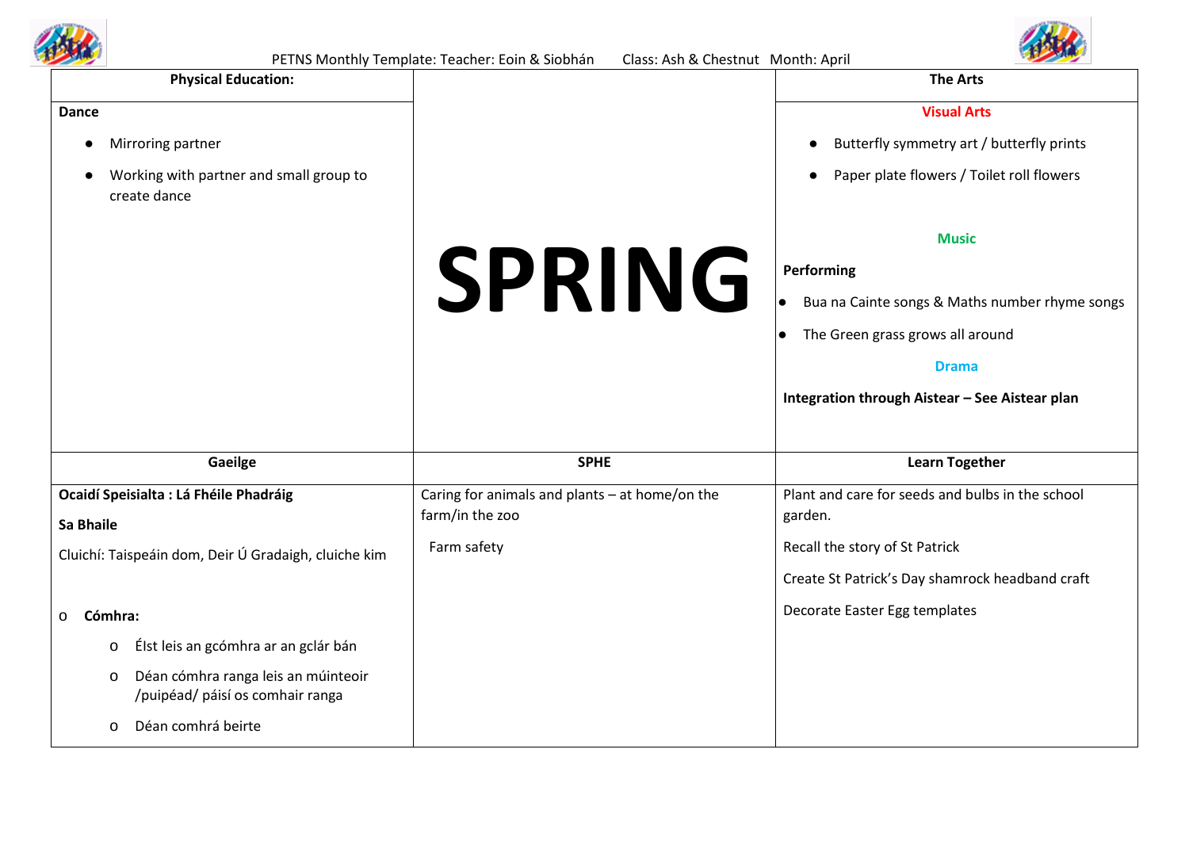PETNS Monthly Template: Teacher: Eoin & Siobhán Class: Ash & Chestnut Month: April

| Physical Education: | | The Arts |
|---|---|---|
| **Dance**<br>• Mirroring partner<br>• Working with partner and small group to create dance | **SPRING** | **Visual Arts**<br>• Butterfly symmetry art / butterfly prints<br>• Paper plate flowers / Toilet roll flowers<br><br>**Music**<br>**Performing**<br>• Bua na Cainte songs & Maths number rhyme songs<br>• The Green grass grows all around<br><br>**Drama**<br>**Integration through Aistear – See Aistear plan** |
| **Gaeilge** | **SPHE** | **Learn Together** |
| **Ocaidí Speisialta : Lá Fhéile Phadráig**<br>**Sa Bhaile**<br>Cluichí: Taispeáin dom, Deir Ú Gradaigh, cluiche kim<br><br>o **Cómhra:**<br>o Éist leis an gcómhra ar an gclár bán<br>o Déan cómhra ranga leis an múinteoir /puipéad/ páisí os comhair ranga<br>o Déan comhrá beirte | Caring for animals and plants – at home/on the farm/in the zoo<br><br>Farm safety | Plant and care for seeds and bulbs in the school garden.<br><br>Recall the story of St Patrick<br><br>Create St Patrick's Day shamrock headband craft<br><br>Decorate Easter Egg templates |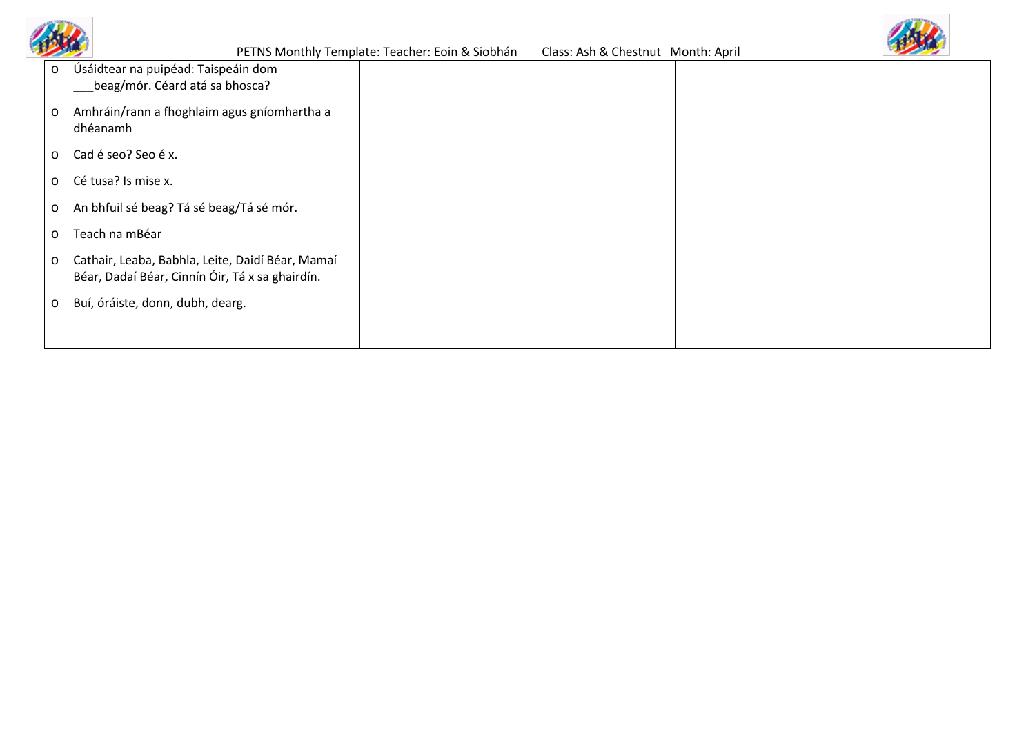PETNS Monthly Template: Teacher: Eoin & Siobhán Class: Ash & Chestnut Month: April

| | | |
|---|---|---|
| o Úsáidtear na puipéad: Taispeáin dom ___beag/mór. Céard atá sa bhosca?<br>o Amhráin/rann a fhoghlaim agus gníomhartha a dhéanamh<br>o Cad é seo? Seo é x.<br>o Cé tusa? Is mise x.<br>o An bhfuil sé beag? Tá sé beag/Tá sé mór.<br>o Teach na mBéar<br>o Cathair, Leaba, Babhla, Leite, Daidí Béar, Mamaí Béar, Dadaí Béar, Cinnín Óir, Tá x sa ghairdín.<br>o Buí, óráiste, donn, dubh, dearg. | | |